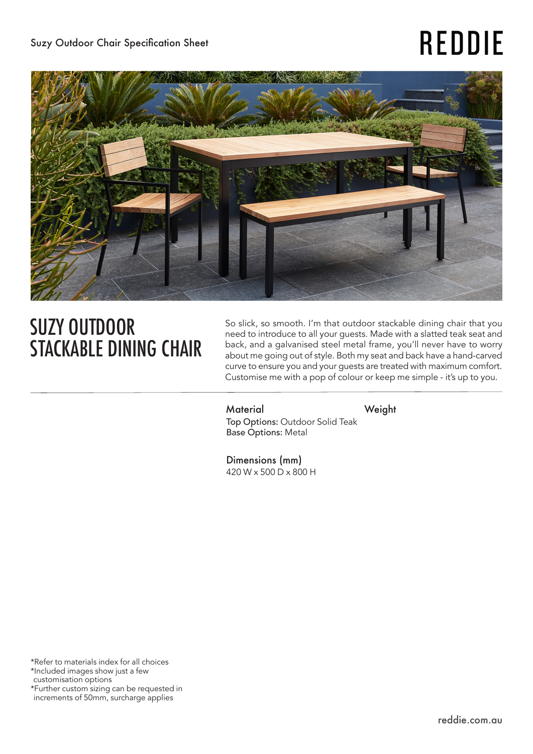Suzy Outdoor Chair Specification Sheet

REDDIE

# SUZY OUTDOOR STACKABLE DINING CHAIR

So slick, so smooth. I'm that outdoor stackable dining chair that you need to introduce to all your guests. Made with a slatted teak seat and back, and a galvanised steel metal frame, you'll never have to worry about me going out of style. Both my seat and back have a hand-carved curve to ensure you and your guests are treated with maximum comfort. Customise me with a pop of colour or keep me simple - it's up to you.

---

**Material**

**Top Options:** Outdoor Solid Teak
**Base Options:** Metal

**Weight**

**Dimensions (mm)**

420 W x 500 D x 800 H

*Refer to materials index for all choices
*Included images show just a few customisation options
*Further custom sizing can be requested in increments of 50mm, surcharge applies

reddie.com.au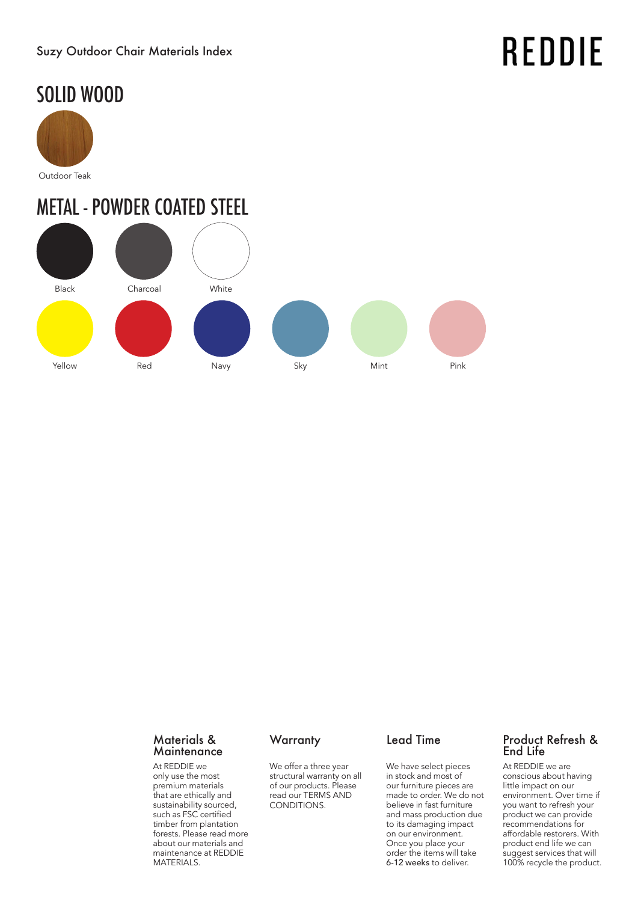Suzy Outdoor Chair Materials Index

REDDIE

## SOLID WOOD

Outdoor Teak

## METAL - POWDER COATED STEEL

Black

Charcoal

White

Yellow

Red

Navy

Sky

Mint

Pink

### Materials & Maintenance

At REDDIE we only use the most premium materials that are ethically and sustainability sourced, such as FSC certified timber from plantation forests. Please read more about our materials and maintenance at REDDIE MATERIALS.

### Warranty

We offer a three year structural warranty on all of our products. Please read our TERMS AND CONDITIONS.

### Lead Time

We have select pieces in stock and most of our furniture pieces are made to order. We do not believe in fast furniture and mass production due to its damaging impact on our environment. Once you place your order the items will take 6-12 weeks to deliver.

### Product Refresh & End Life

At REDDIE we are conscious about having little impact on our environment. Over time if you want to refresh your product we can provide recommendations for affordable restorers. With product end life we can suggest services that will 100% recycle the product.